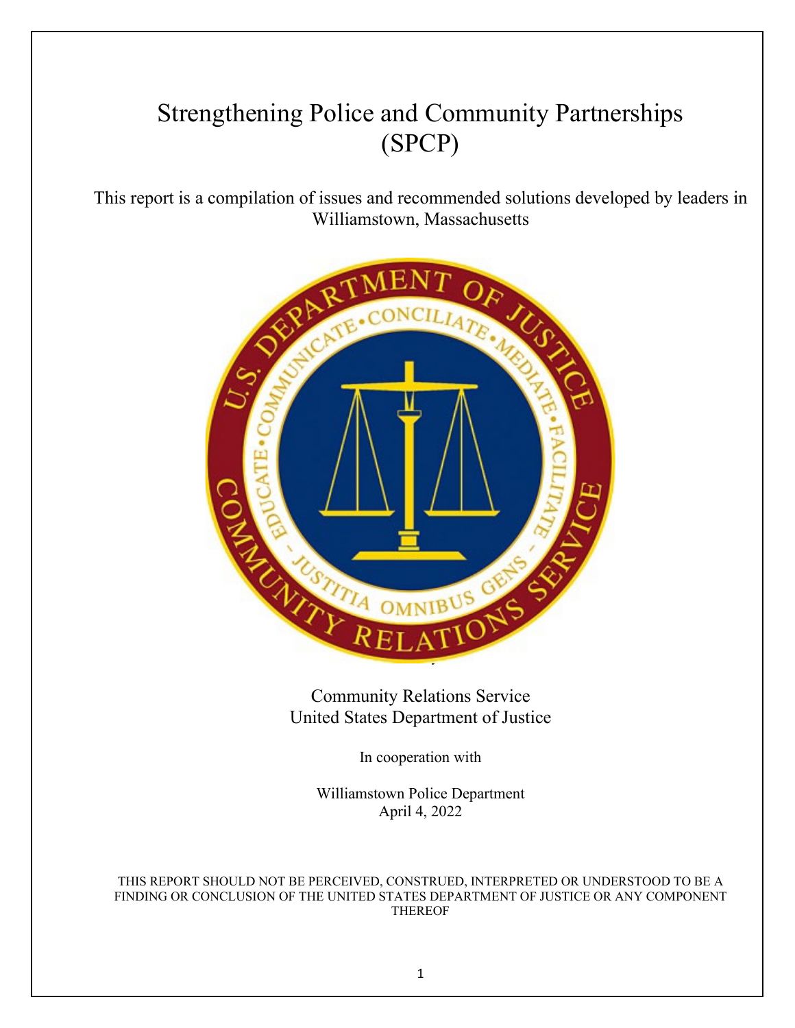# Strengthening Police and Community Partnerships (SPCP)

This report is a compilation of issues and recommended solutions developed by leaders in Williamstown, Massachusetts

Community Relations Service
United States Department of Justice

In cooperation with

Williamstown Police Department
April 4, 2022

THIS REPORT SHOULD NOT BE PERCEIVED, CONSTRUED, INTERPRETED OR UNDERSTOOD TO BE A FINDING OR CONCLUSION OF THE UNITED STATES DEPARTMENT OF JUSTICE OR ANY COMPONENT THEREOF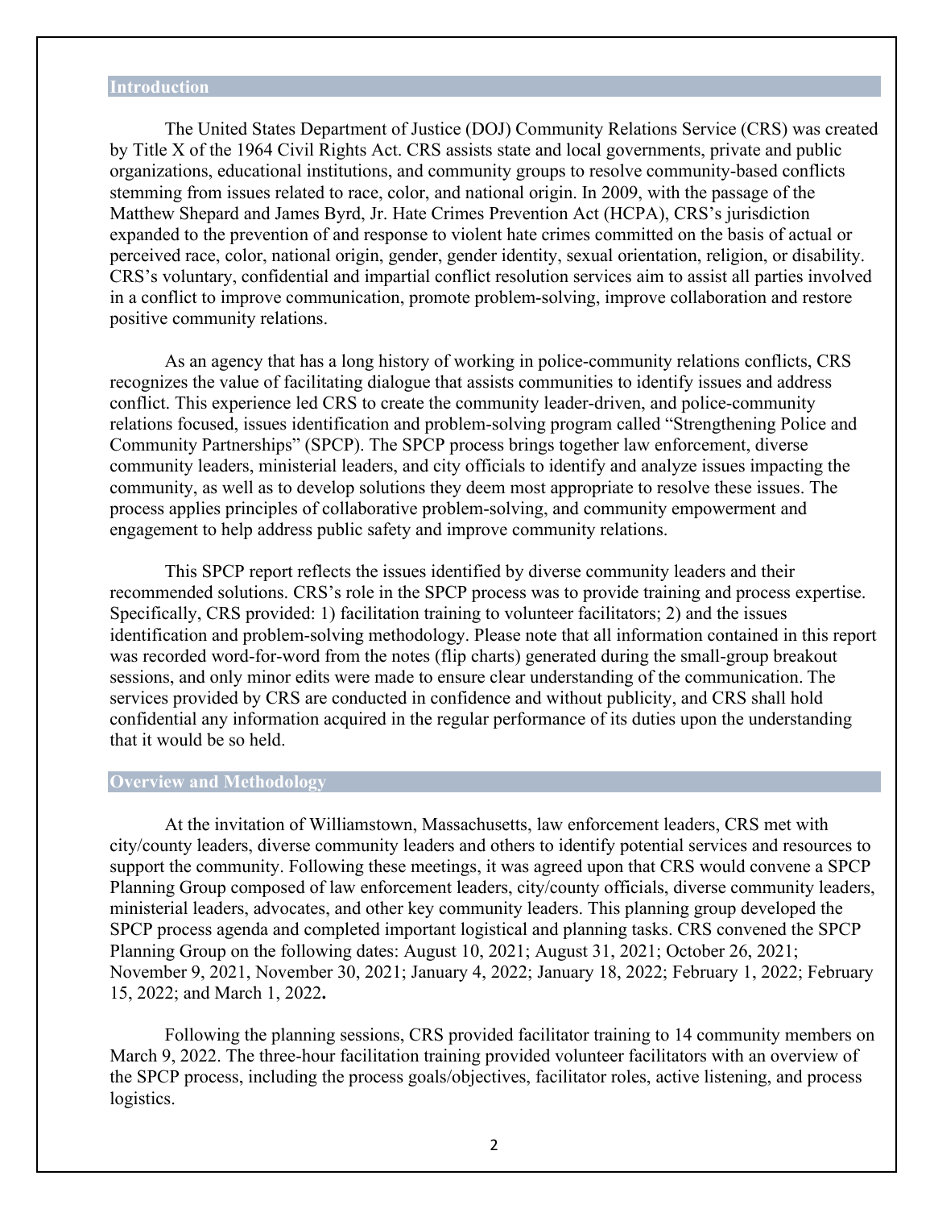## Introduction

The United States Department of Justice (DOJ) Community Relations Service (CRS) was created by Title X of the 1964 Civil Rights Act. CRS assists state and local governments, private and public organizations, educational institutions, and community groups to resolve community-based conflicts stemming from issues related to race, color, and national origin. In 2009, with the passage of the Matthew Shepard and James Byrd, Jr. Hate Crimes Prevention Act (HCPA), CRS's jurisdiction expanded to the prevention of and response to violent hate crimes committed on the basis of actual or perceived race, color, national origin, gender, gender identity, sexual orientation, religion, or disability. CRS's voluntary, confidential and impartial conflict resolution services aim to assist all parties involved in a conflict to improve communication, promote problem-solving, improve collaboration and restore positive community relations.

As an agency that has a long history of working in police-community relations conflicts, CRS recognizes the value of facilitating dialogue that assists communities to identify issues and address conflict. This experience led CRS to create the community leader-driven, and police-community relations focused, issues identification and problem-solving program called "Strengthening Police and Community Partnerships" (SPCP). The SPCP process brings together law enforcement, diverse community leaders, ministerial leaders, and city officials to identify and analyze issues impacting the community, as well as to develop solutions they deem most appropriate to resolve these issues. The process applies principles of collaborative problem-solving, and community empowerment and engagement to help address public safety and improve community relations.

This SPCP report reflects the issues identified by diverse community leaders and their recommended solutions. CRS's role in the SPCP process was to provide training and process expertise. Specifically, CRS provided: 1) facilitation training to volunteer facilitators; 2) and the issues identification and problem-solving methodology. Please note that all information contained in this report was recorded word-for-word from the notes (flip charts) generated during the small-group breakout sessions, and only minor edits were made to ensure clear understanding of the communication. The services provided by CRS are conducted in confidence and without publicity, and CRS shall hold confidential any information acquired in the regular performance of its duties upon the understanding that it would be so held.

## Overview and Methodology

At the invitation of Williamstown, Massachusetts, law enforcement leaders, CRS met with city/county leaders, diverse community leaders and others to identify potential services and resources to support the community. Following these meetings, it was agreed upon that CRS would convene a SPCP Planning Group composed of law enforcement leaders, city/county officials, diverse community leaders, ministerial leaders, advocates, and other key community leaders. This planning group developed the SPCP process agenda and completed important logistical and planning tasks. CRS convened the SPCP Planning Group on the following dates: August 10, 2021; August 31, 2021; October 26, 2021; November 9, 2021, November 30, 2021; January 4, 2022; January 18, 2022; February 1, 2022; February 15, 2022; and March 1, 2022**.**

Following the planning sessions, CRS provided facilitator training to 14 community members on March 9, 2022. The three-hour facilitation training provided volunteer facilitators with an overview of the SPCP process, including the process goals/objectives, facilitator roles, active listening, and process logistics.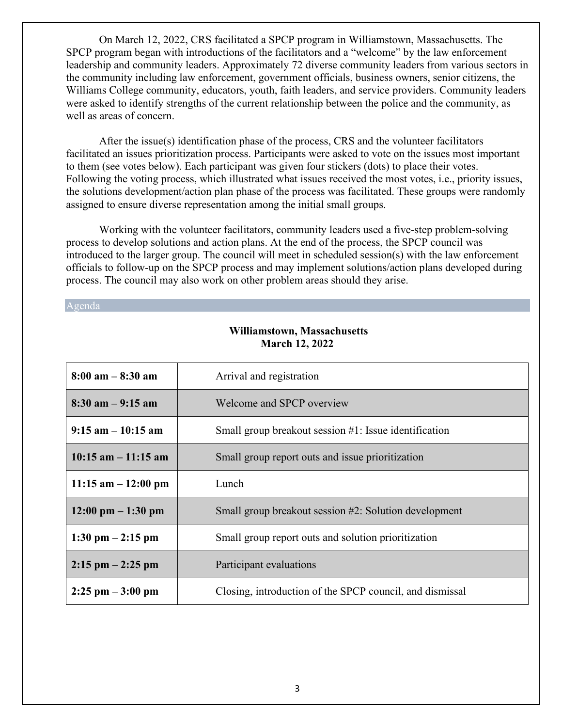On March 12, 2022, CRS facilitated a SPCP program in Williamstown, Massachusetts. The SPCP program began with introductions of the facilitators and a "welcome" by the law enforcement leadership and community leaders. Approximately 72 diverse community leaders from various sectors in the community including law enforcement, government officials, business owners, senior citizens, the Williams College community, educators, youth, faith leaders, and service providers. Community leaders were asked to identify strengths of the current relationship between the police and the community, as well as areas of concern.

After the issue(s) identification phase of the process, CRS and the volunteer facilitators facilitated an issues prioritization process. Participants were asked to vote on the issues most important to them (see votes below). Each participant was given four stickers (dots) to place their votes. Following the voting process, which illustrated what issues received the most votes, i.e., priority issues, the solutions development/action plan phase of the process was facilitated. These groups were randomly assigned to ensure diverse representation among the initial small groups.

Working with the volunteer facilitators, community leaders used a five-step problem-solving process to develop solutions and action plans. At the end of the process, the SPCP council was introduced to the larger group. The council will meet in scheduled session(s) with the law enforcement officials to follow-up on the SPCP process and may implement solutions/action plans developed during process. The council may also work on other problem areas should they arise.

## Agenda

**Williamstown, Massachusetts**
**March 12, 2022**

| | |
|---|---|
| **8:00 am – 8:30 am** | Arrival and registration |
| **8:30 am – 9:15 am** | Welcome and SPCP overview |
| **9:15 am – 10:15 am** | Small group breakout session #1: Issue identification |
| **10:15 am – 11:15 am** | Small group report outs and issue prioritization |
| **11:15 am – 12:00 pm** | Lunch |
| **12:00 pm – 1:30 pm** | Small group breakout session #2: Solution development |
| **1:30 pm – 2:15 pm** | Small group report outs and solution prioritization |
| **2:15 pm – 2:25 pm** | Participant evaluations |
| **2:25 pm – 3:00 pm** | Closing, introduction of the SPCP council, and dismissal |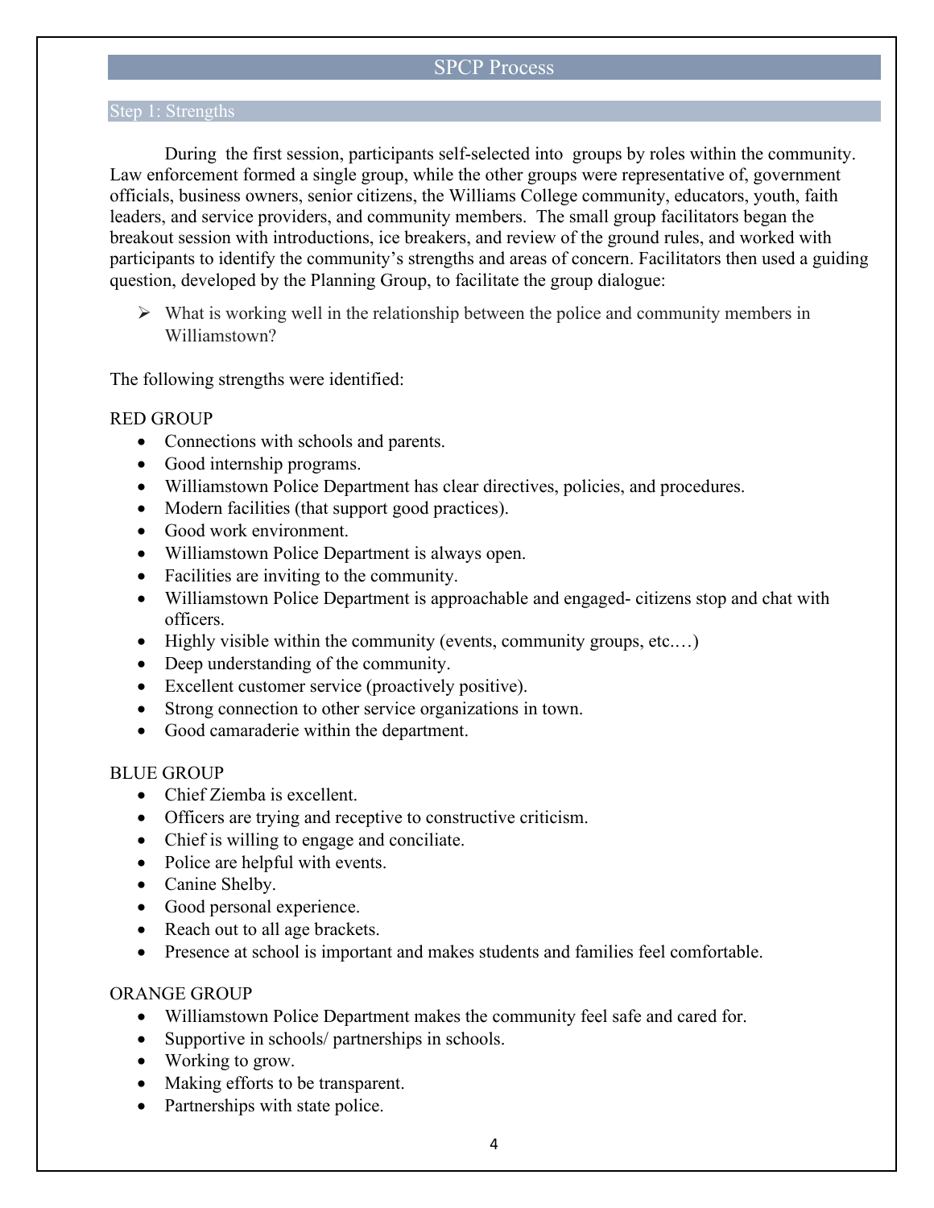## SPCP Process

### Step 1: Strengths

During the first session, participants self-selected into groups by roles within the community. Law enforcement formed a single group, while the other groups were representative of, government officials, business owners, senior citizens, the Williams College community, educators, youth, faith leaders, and service providers, and community members. The small group facilitators began the breakout session with introductions, ice breakers, and review of the ground rules, and worked with participants to identify the community's strengths and areas of concern. Facilitators then used a guiding question, developed by the Planning Group, to facilitate the group dialogue:

➢ What is working well in the relationship between the police and community members in Williamstown?

The following strengths were identified:

RED GROUP

- Connections with schools and parents.
- Good internship programs.
- Williamstown Police Department has clear directives, policies, and procedures.
- Modern facilities (that support good practices).
- Good work environment.
- Williamstown Police Department is always open.
- Facilities are inviting to the community.
- Williamstown Police Department is approachable and engaged- citizens stop and chat with officers.
- Highly visible within the community (events, community groups, etc.…)
- Deep understanding of the community.
- Excellent customer service (proactively positive).
- Strong connection to other service organizations in town.
- Good camaraderie within the department.

BLUE GROUP

- Chief Ziemba is excellent.
- Officers are trying and receptive to constructive criticism.
- Chief is willing to engage and conciliate.
- Police are helpful with events.
- Canine Shelby.
- Good personal experience.
- Reach out to all age brackets.
- Presence at school is important and makes students and families feel comfortable.

ORANGE GROUP

- Williamstown Police Department makes the community feel safe and cared for.
- Supportive in schools/ partnerships in schools.
- Working to grow.
- Making efforts to be transparent.
- Partnerships with state police.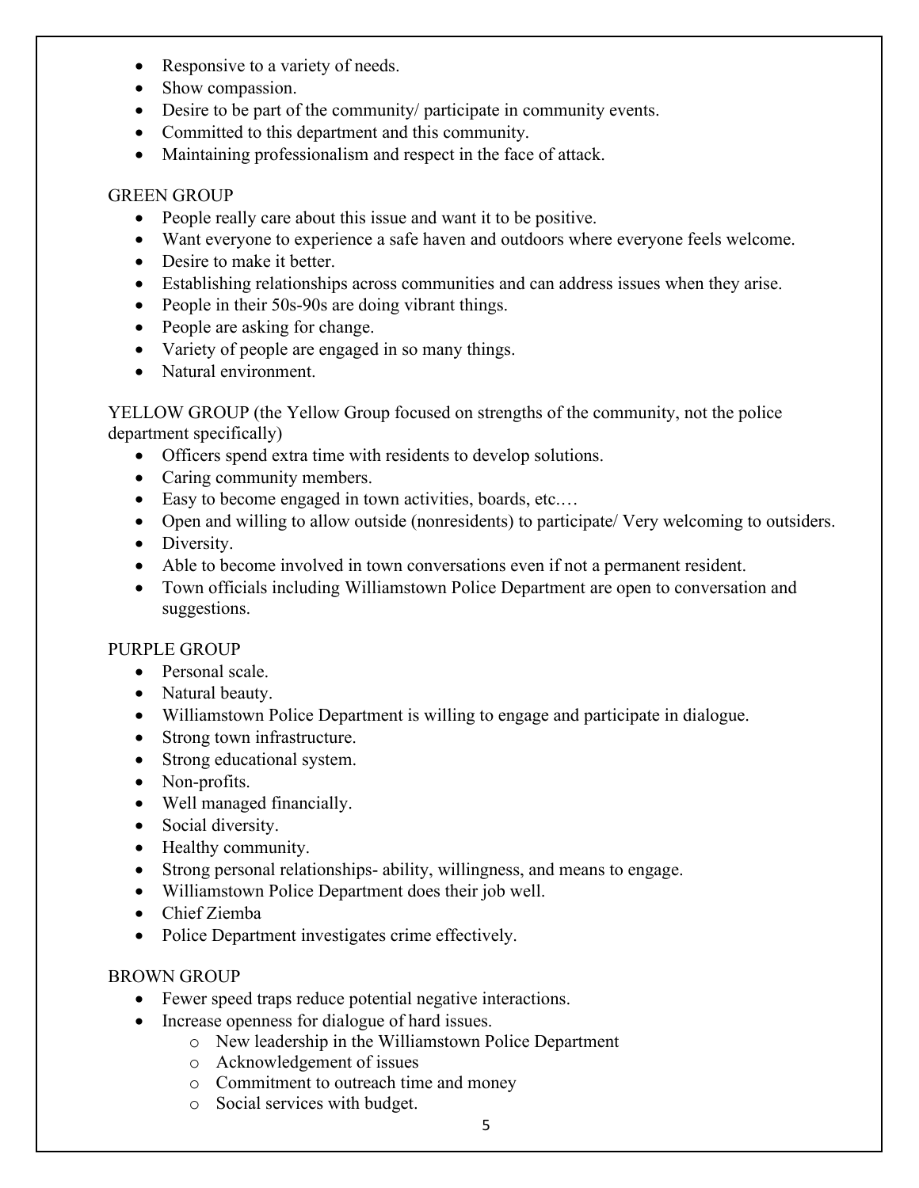- Responsive to a variety of needs.
- Show compassion.
- Desire to be part of the community/ participate in community events.
- Committed to this department and this community.
- Maintaining professionalism and respect in the face of attack.

GREEN GROUP

- People really care about this issue and want it to be positive.
- Want everyone to experience a safe haven and outdoors where everyone feels welcome.
- Desire to make it better.
- Establishing relationships across communities and can address issues when they arise.
- People in their 50s-90s are doing vibrant things.
- People are asking for change.
- Variety of people are engaged in so many things.
- Natural environment.

YELLOW GROUP (the Yellow Group focused on strengths of the community, not the police department specifically)

- Officers spend extra time with residents to develop solutions.
- Caring community members.
- Easy to become engaged in town activities, boards, etc.…
- Open and willing to allow outside (nonresidents) to participate/ Very welcoming to outsiders.
- Diversity.
- Able to become involved in town conversations even if not a permanent resident.
- Town officials including Williamstown Police Department are open to conversation and suggestions.

PURPLE GROUP

- Personal scale.
- Natural beauty.
- Williamstown Police Department is willing to engage and participate in dialogue.
- Strong town infrastructure.
- Strong educational system.
- Non-profits.
- Well managed financially.
- Social diversity.
- Healthy community.
- Strong personal relationships- ability, willingness, and means to engage.
- Williamstown Police Department does their job well.
- Chief Ziemba
- Police Department investigates crime effectively.

BROWN GROUP

- Fewer speed traps reduce potential negative interactions.
- Increase openness for dialogue of hard issues.
  - New leadership in the Williamstown Police Department
  - Acknowledgement of issues
  - Commitment to outreach time and money
  - Social services with budget.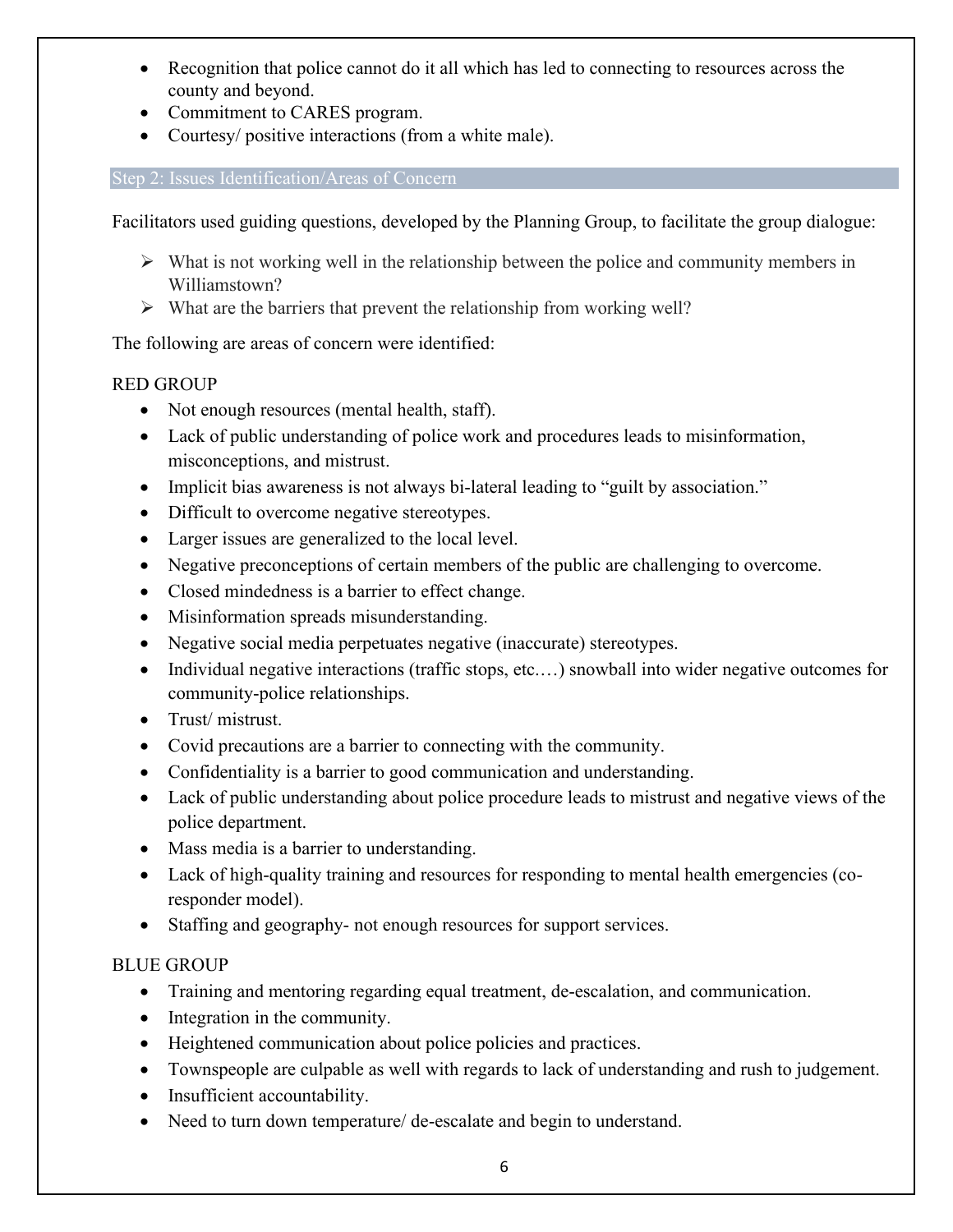- Recognition that police cannot do it all which has led to connecting to resources across the county and beyond.
- Commitment to CARES program.
- Courtesy/ positive interactions (from a white male).

## Step 2: Issues Identification/Areas of Concern

Facilitators used guiding questions, developed by the Planning Group, to facilitate the group dialogue:

- What is not working well in the relationship between the police and community members in Williamstown?
- What are the barriers that prevent the relationship from working well?

The following are areas of concern were identified:

RED GROUP

- Not enough resources (mental health, staff).
- Lack of public understanding of police work and procedures leads to misinformation, misconceptions, and mistrust.
- Implicit bias awareness is not always bi-lateral leading to "guilt by association."
- Difficult to overcome negative stereotypes.
- Larger issues are generalized to the local level.
- Negative preconceptions of certain members of the public are challenging to overcome.
- Closed mindedness is a barrier to effect change.
- Misinformation spreads misunderstanding.
- Negative social media perpetuates negative (inaccurate) stereotypes.
- Individual negative interactions (traffic stops, etc.…) snowball into wider negative outcomes for community-police relationships.
- Trust/ mistrust.
- Covid precautions are a barrier to connecting with the community.
- Confidentiality is a barrier to good communication and understanding.
- Lack of public understanding about police procedure leads to mistrust and negative views of the police department.
- Mass media is a barrier to understanding.
- Lack of high-quality training and resources for responding to mental health emergencies (co-responder model).
- Staffing and geography- not enough resources for support services.

BLUE GROUP

- Training and mentoring regarding equal treatment, de-escalation, and communication.
- Integration in the community.
- Heightened communication about police policies and practices.
- Townspeople are culpable as well with regards to lack of understanding and rush to judgement.
- Insufficient accountability.
- Need to turn down temperature/ de-escalate and begin to understand.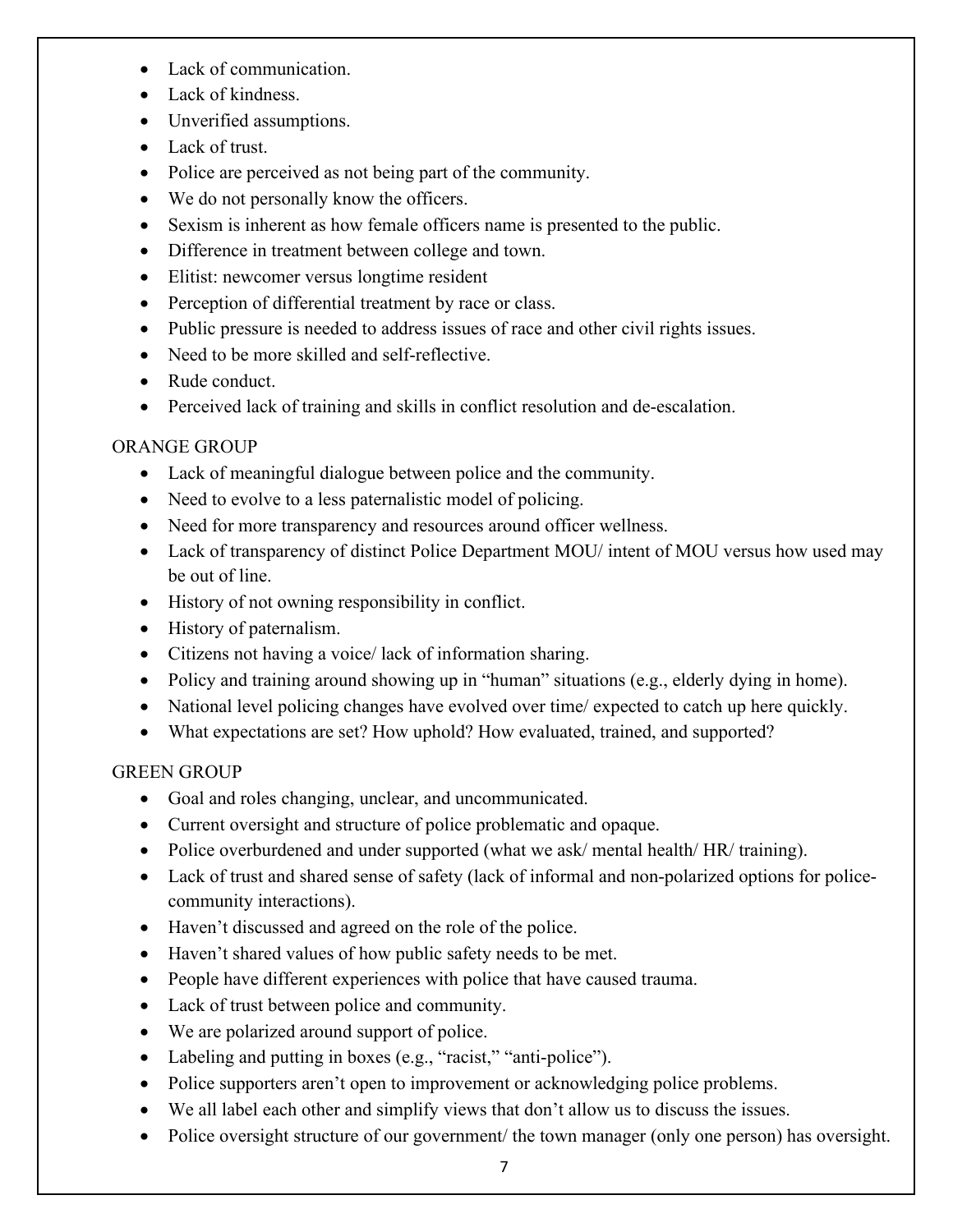- Lack of communication.
- Lack of kindness.
- Unverified assumptions.
- Lack of trust.
- Police are perceived as not being part of the community.
- We do not personally know the officers.
- Sexism is inherent as how female officers name is presented to the public.
- Difference in treatment between college and town.
- Elitist: newcomer versus longtime resident
- Perception of differential treatment by race or class.
- Public pressure is needed to address issues of race and other civil rights issues.
- Need to be more skilled and self-reflective.
- Rude conduct.
- Perceived lack of training and skills in conflict resolution and de-escalation.

ORANGE GROUP

- Lack of meaningful dialogue between police and the community.
- Need to evolve to a less paternalistic model of policing.
- Need for more transparency and resources around officer wellness.
- Lack of transparency of distinct Police Department MOU/ intent of MOU versus how used may be out of line.
- History of not owning responsibility in conflict.
- History of paternalism.
- Citizens not having a voice/ lack of information sharing.
- Policy and training around showing up in "human" situations (e.g., elderly dying in home).
- National level policing changes have evolved over time/ expected to catch up here quickly.
- What expectations are set? How uphold? How evaluated, trained, and supported?

GREEN GROUP

- Goal and roles changing, unclear, and uncommunicated.
- Current oversight and structure of police problematic and opaque.
- Police overburdened and under supported (what we ask/ mental health/ HR/ training).
- Lack of trust and shared sense of safety (lack of informal and non-polarized options for police-community interactions).
- Haven't discussed and agreed on the role of the police.
- Haven't shared values of how public safety needs to be met.
- People have different experiences with police that have caused trauma.
- Lack of trust between police and community.
- We are polarized around support of police.
- Labeling and putting in boxes (e.g., "racist," "anti-police").
- Police supporters aren't open to improvement or acknowledging police problems.
- We all label each other and simplify views that don't allow us to discuss the issues.
- Police oversight structure of our government/ the town manager (only one person) has oversight.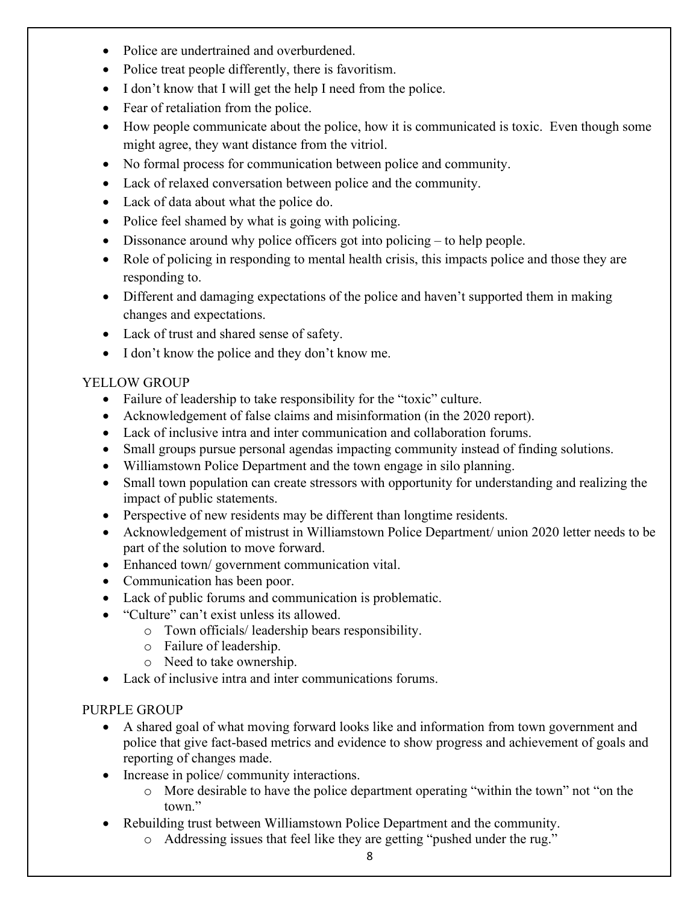- Police are undertrained and overburdened.
- Police treat people differently, there is favoritism.
- I don't know that I will get the help I need from the police.
- Fear of retaliation from the police.
- How people communicate about the police, how it is communicated is toxic. Even though some might agree, they want distance from the vitriol.
- No formal process for communication between police and community.
- Lack of relaxed conversation between police and the community.
- Lack of data about what the police do.
- Police feel shamed by what is going with policing.
- Dissonance around why police officers got into policing – to help people.
- Role of policing in responding to mental health crisis, this impacts police and those they are responding to.
- Different and damaging expectations of the police and haven't supported them in making changes and expectations.
- Lack of trust and shared sense of safety.
- I don't know the police and they don't know me.

YELLOW GROUP

- Failure of leadership to take responsibility for the "toxic" culture.
- Acknowledgement of false claims and misinformation (in the 2020 report).
- Lack of inclusive intra and inter communication and collaboration forums.
- Small groups pursue personal agendas impacting community instead of finding solutions.
- Williamstown Police Department and the town engage in silo planning.
- Small town population can create stressors with opportunity for understanding and realizing the impact of public statements.
- Perspective of new residents may be different than longtime residents.
- Acknowledgement of mistrust in Williamstown Police Department/ union 2020 letter needs to be part of the solution to move forward.
- Enhanced town/ government communication vital.
- Communication has been poor.
- Lack of public forums and communication is problematic.
- "Culture" can't exist unless its allowed.
    - Town officials/ leadership bears responsibility.
    - Failure of leadership.
    - Need to take ownership.
- Lack of inclusive intra and inter communications forums.

PURPLE GROUP

- A shared goal of what moving forward looks like and information from town government and police that give fact-based metrics and evidence to show progress and achievement of goals and reporting of changes made.
- Increase in police/ community interactions.
    - More desirable to have the police department operating "within the town" not "on the town."
- Rebuilding trust between Williamstown Police Department and the community.
    - Addressing issues that feel like they are getting "pushed under the rug."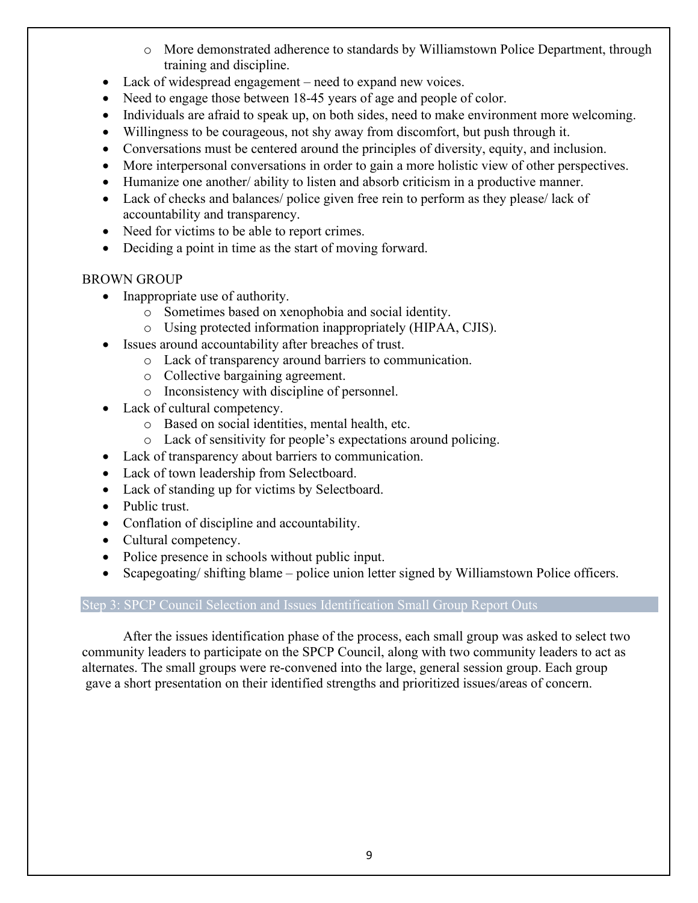- More demonstrated adherence to standards by Williamstown Police Department, through training and discipline.
- Lack of widespread engagement – need to expand new voices.
- Need to engage those between 18-45 years of age and people of color.
- Individuals are afraid to speak up, on both sides, need to make environment more welcoming.
- Willingness to be courageous, not shy away from discomfort, but push through it.
- Conversations must be centered around the principles of diversity, equity, and inclusion.
- More interpersonal conversations in order to gain a more holistic view of other perspectives.
- Humanize one another/ ability to listen and absorb criticism in a productive manner.
- Lack of checks and balances/ police given free rein to perform as they please/ lack of accountability and transparency.
- Need for victims to be able to report crimes.
- Deciding a point in time as the start of moving forward.

BROWN GROUP

- Inappropriate use of authority.
  - Sometimes based on xenophobia and social identity.
  - Using protected information inappropriately (HIPAA, CJIS).
- Issues around accountability after breaches of trust.
  - Lack of transparency around barriers to communication.
  - Collective bargaining agreement.
  - Inconsistency with discipline of personnel.
- Lack of cultural competency.
  - Based on social identities, mental health, etc.
  - Lack of sensitivity for people's expectations around policing.
- Lack of transparency about barriers to communication.
- Lack of town leadership from Selectboard.
- Lack of standing up for victims by Selectboard.
- Public trust.
- Conflation of discipline and accountability.
- Cultural competency.
- Police presence in schools without public input.
- Scapegoating/ shifting blame – police union letter signed by Williamstown Police officers.

## Step 3: SPCP Council Selection and Issues Identification Small Group Report Outs

After the issues identification phase of the process, each small group was asked to select two community leaders to participate on the SPCP Council, along with two community leaders to act as alternates. The small groups were re-convened into the large, general session group. Each group gave a short presentation on their identified strengths and prioritized issues/areas of concern.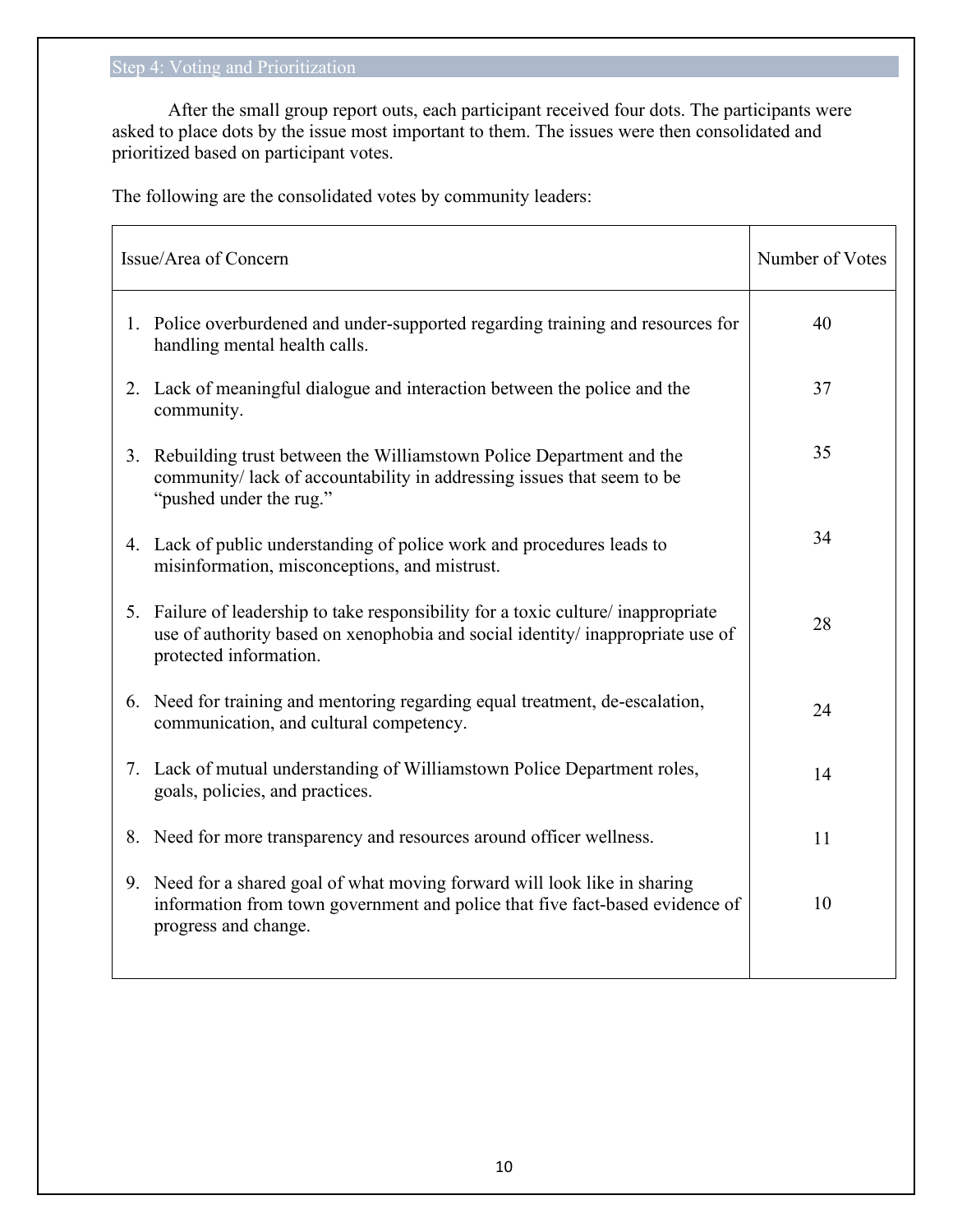### Step 4: Voting and Prioritization

After the small group report outs, each participant received four dots. The participants were asked to place dots by the issue most important to them. The issues were then consolidated and prioritized based on participant votes.

The following are the consolidated votes by community leaders:

| Issue/Area of Concern | Number of Votes |
|---|---|
| 1. Police overburdened and under-supported regarding training and resources for handling mental health calls. | 40 |
| 2. Lack of meaningful dialogue and interaction between the police and the community. | 37 |
| 3. Rebuilding trust between the Williamstown Police Department and the community/ lack of accountability in addressing issues that seem to be "pushed under the rug." | 35 |
| 4. Lack of public understanding of police work and procedures leads to misinformation, misconceptions, and mistrust. | 34 |
| 5. Failure of leadership to take responsibility for a toxic culture/ inappropriate use of authority based on xenophobia and social identity/ inappropriate use of protected information. | 28 |
| 6. Need for training and mentoring regarding equal treatment, de-escalation, communication, and cultural competency. | 24 |
| 7. Lack of mutual understanding of Williamstown Police Department roles, goals, policies, and practices. | 14 |
| 8. Need for more transparency and resources around officer wellness. | 11 |
| 9. Need for a shared goal of what moving forward will look like in sharing information from town government and police that five fact-based evidence of progress and change. | 10 |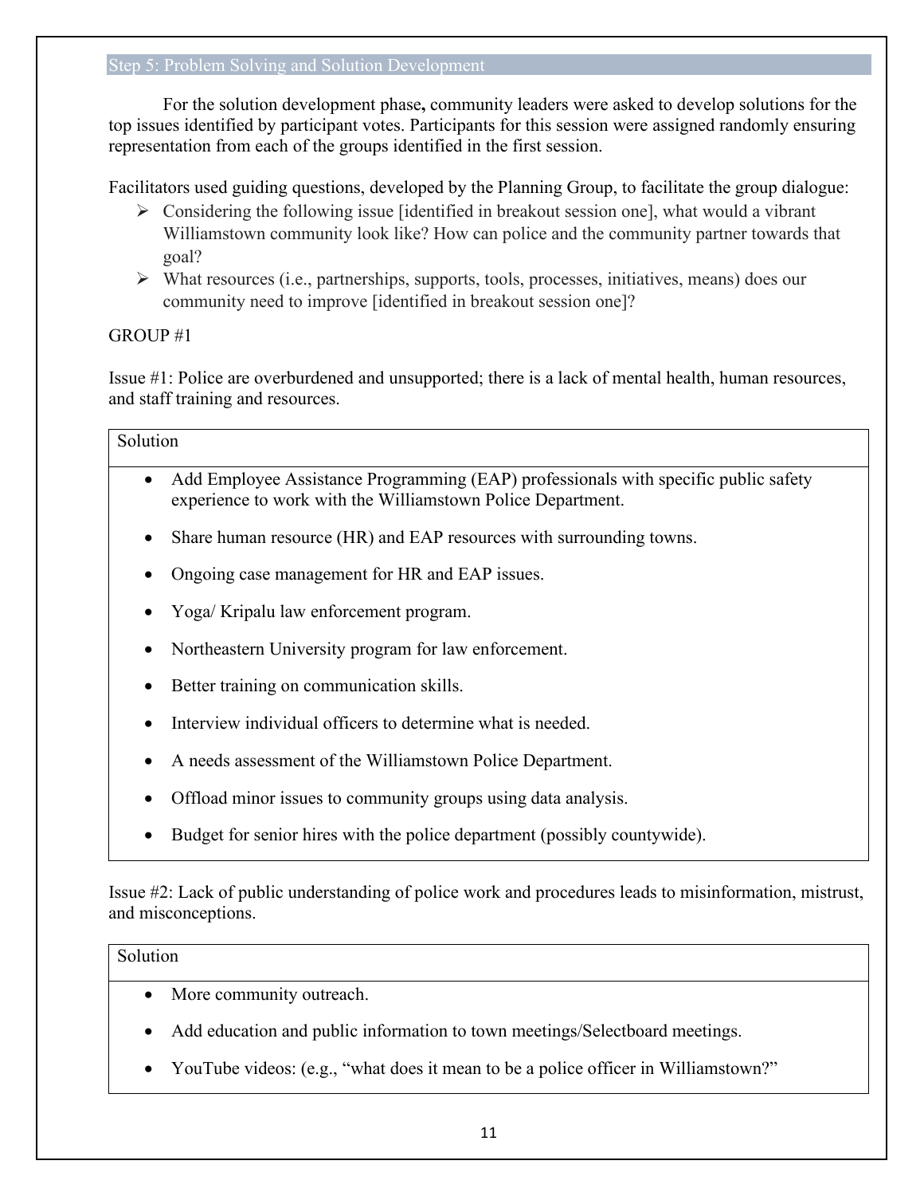## Step 5: Problem Solving and Solution Development

For the solution development phase**,** community leaders were asked to develop solutions for the top issues identified by participant votes. Participants for this session were assigned randomly ensuring representation from each of the groups identified in the first session.

Facilitators used guiding questions, developed by the Planning Group, to facilitate the group dialogue:

- Considering the following issue [identified in breakout session one], what would a vibrant Williamstown community look like? How can police and the community partner towards that goal?
- What resources (i.e., partnerships, supports, tools, processes, initiatives, means) does our community need to improve [identified in breakout session one]?

GROUP #1

Issue #1: Police are overburdened and unsupported; there is a lack of mental health, human resources, and staff training and resources.

| Solution |
|---|
| • Add Employee Assistance Programming (EAP) professionals with specific public safety experience to work with the Williamstown Police Department.<br>• Share human resource (HR) and EAP resources with surrounding towns.<br>• Ongoing case management for HR and EAP issues.<br>• Yoga/ Kripalu law enforcement program.<br>• Northeastern University program for law enforcement.<br>• Better training on communication skills.<br>• Interview individual officers to determine what is needed.<br>• A needs assessment of the Williamstown Police Department.<br>• Offload minor issues to community groups using data analysis.<br>• Budget for senior hires with the police department (possibly countywide). |

Issue #2: Lack of public understanding of police work and procedures leads to misinformation, mistrust, and misconceptions.

| Solution |
|---|
| • More community outreach.<br>• Add education and public information to town meetings/Selectboard meetings.<br>• YouTube videos: (e.g., "what does it mean to be a police officer in Williamstown?" |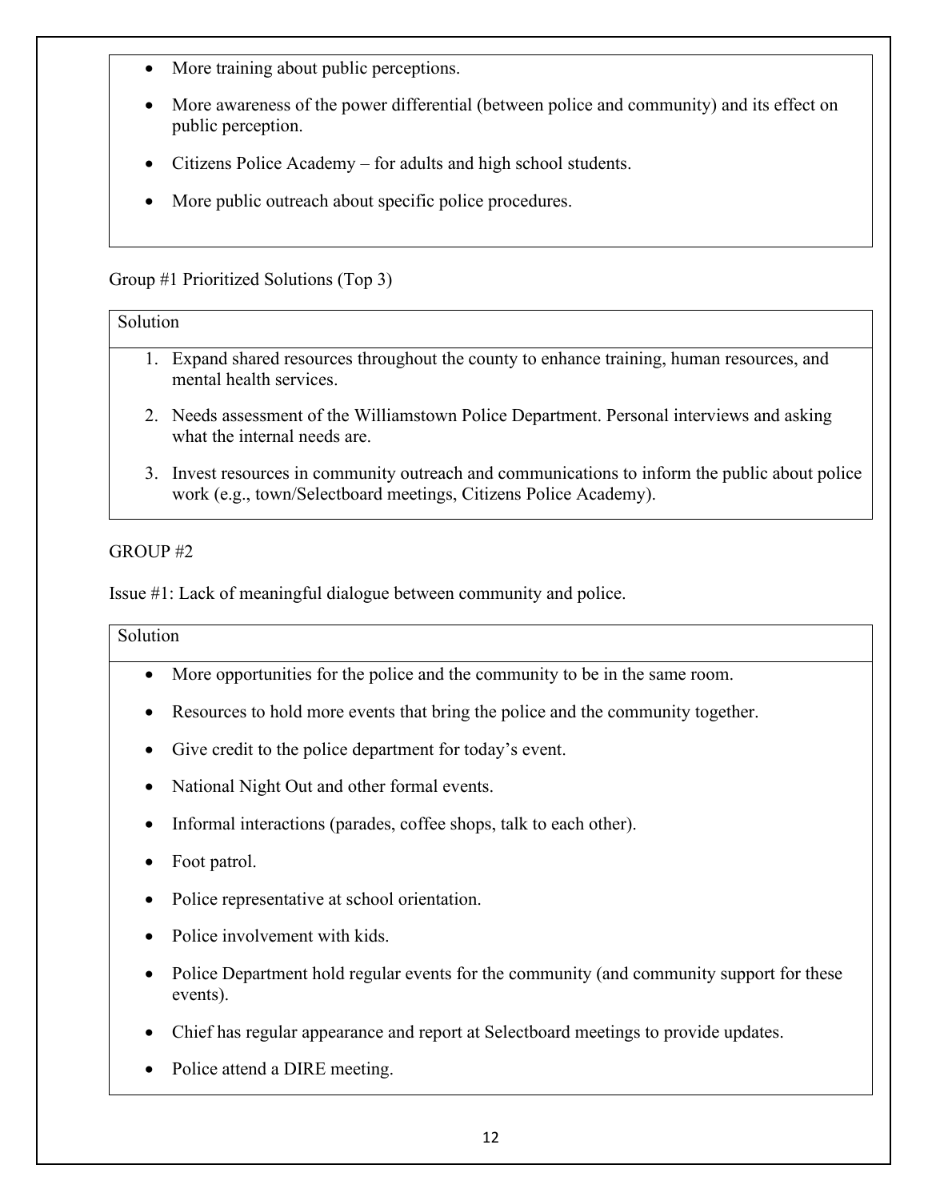- More training about public perceptions.
- More awareness of the power differential (between police and community) and its effect on public perception.
- Citizens Police Academy – for adults and high school students.
- More public outreach about specific police procedures.

Group #1 Prioritized Solutions (Top 3)

| Solution |
| --- |
| 1. Expand shared resources throughout the county to enhance training, human resources, and mental health services.<br>2. Needs assessment of the Williamstown Police Department. Personal interviews and asking what the internal needs are.<br>3. Invest resources in community outreach and communications to inform the public about police work (e.g., town/Selectboard meetings, Citizens Police Academy). |

GROUP #2

Issue #1: Lack of meaningful dialogue between community and police.

| Solution |
| --- |
| • More opportunities for the police and the community to be in the same room.<br>• Resources to hold more events that bring the police and the community together.<br>• Give credit to the police department for today's event.<br>• National Night Out and other formal events.<br>• Informal interactions (parades, coffee shops, talk to each other).<br>• Foot patrol.<br>• Police representative at school orientation.<br>• Police involvement with kids.<br>• Police Department hold regular events for the community (and community support for these events).<br>• Chief has regular appearance and report at Selectboard meetings to provide updates.<br>• Police attend a DIRE meeting. |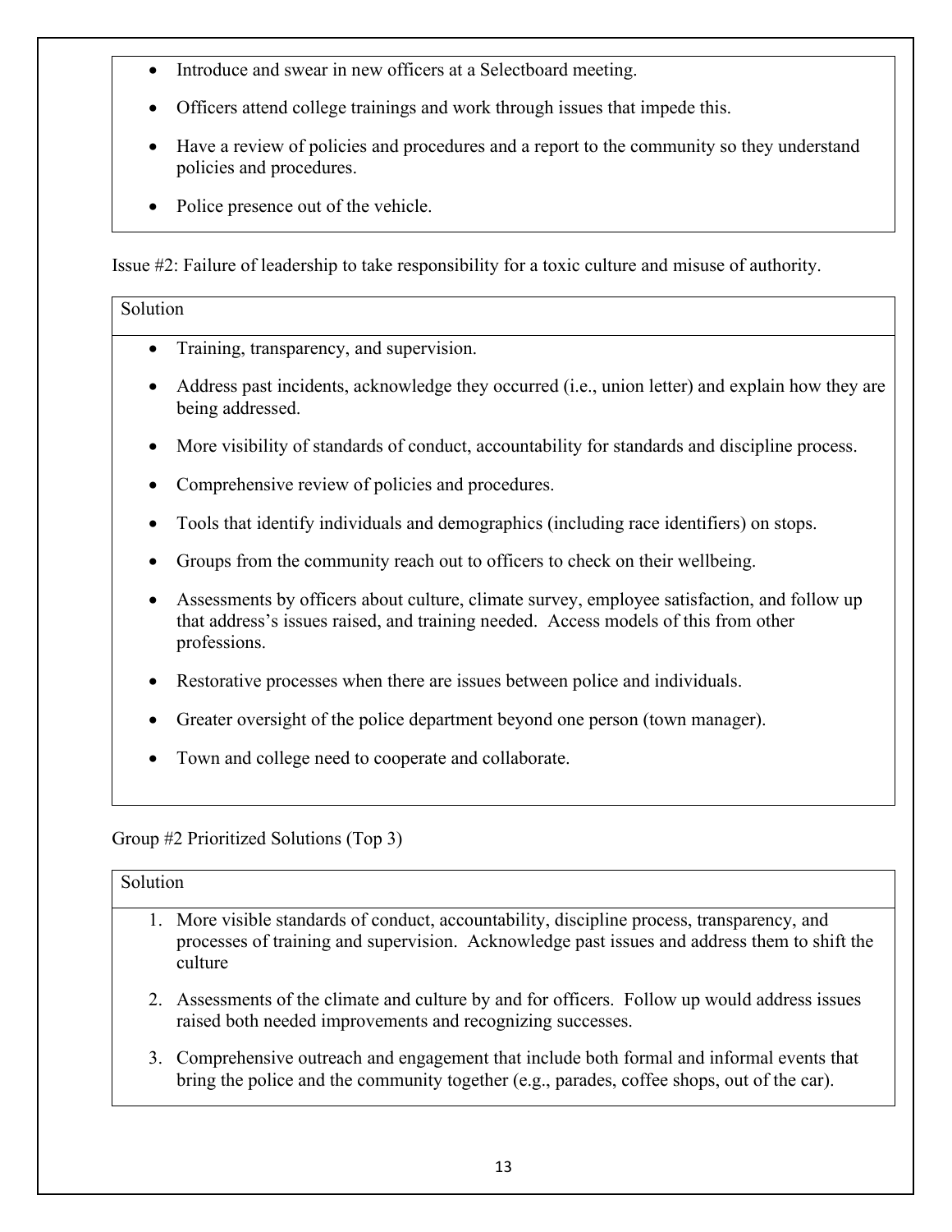- Introduce and swear in new officers at a Selectboard meeting.
- Officers attend college trainings and work through issues that impede this.
- Have a review of policies and procedures and a report to the community so they understand policies and procedures.
- Police presence out of the vehicle.

Issue #2: Failure of leadership to take responsibility for a toxic culture and misuse of authority.

| Solution |
| --- |
| • Training, transparency, and supervision.<br>• Address past incidents, acknowledge they occurred (i.e., union letter) and explain how they are being addressed.<br>• More visibility of standards of conduct, accountability for standards and discipline process.<br>• Comprehensive review of policies and procedures.<br>• Tools that identify individuals and demographics (including race identifiers) on stops.<br>• Groups from the community reach out to officers to check on their wellbeing.<br>• Assessments by officers about culture, climate survey, employee satisfaction, and follow up that address's issues raised, and training needed. Access models of this from other professions.<br>• Restorative processes when there are issues between police and individuals.<br>• Greater oversight of the police department beyond one person (town manager).<br>• Town and college need to cooperate and collaborate. |

Group #2 Prioritized Solutions (Top 3)

| Solution |
| --- |
| 1. More visible standards of conduct, accountability, discipline process, transparency, and processes of training and supervision. Acknowledge past issues and address them to shift the culture<br>2. Assessments of the climate and culture by and for officers. Follow up would address issues raised both needed improvements and recognizing successes.<br>3. Comprehensive outreach and engagement that include both formal and informal events that bring the police and the community together (e.g., parades, coffee shops, out of the car). |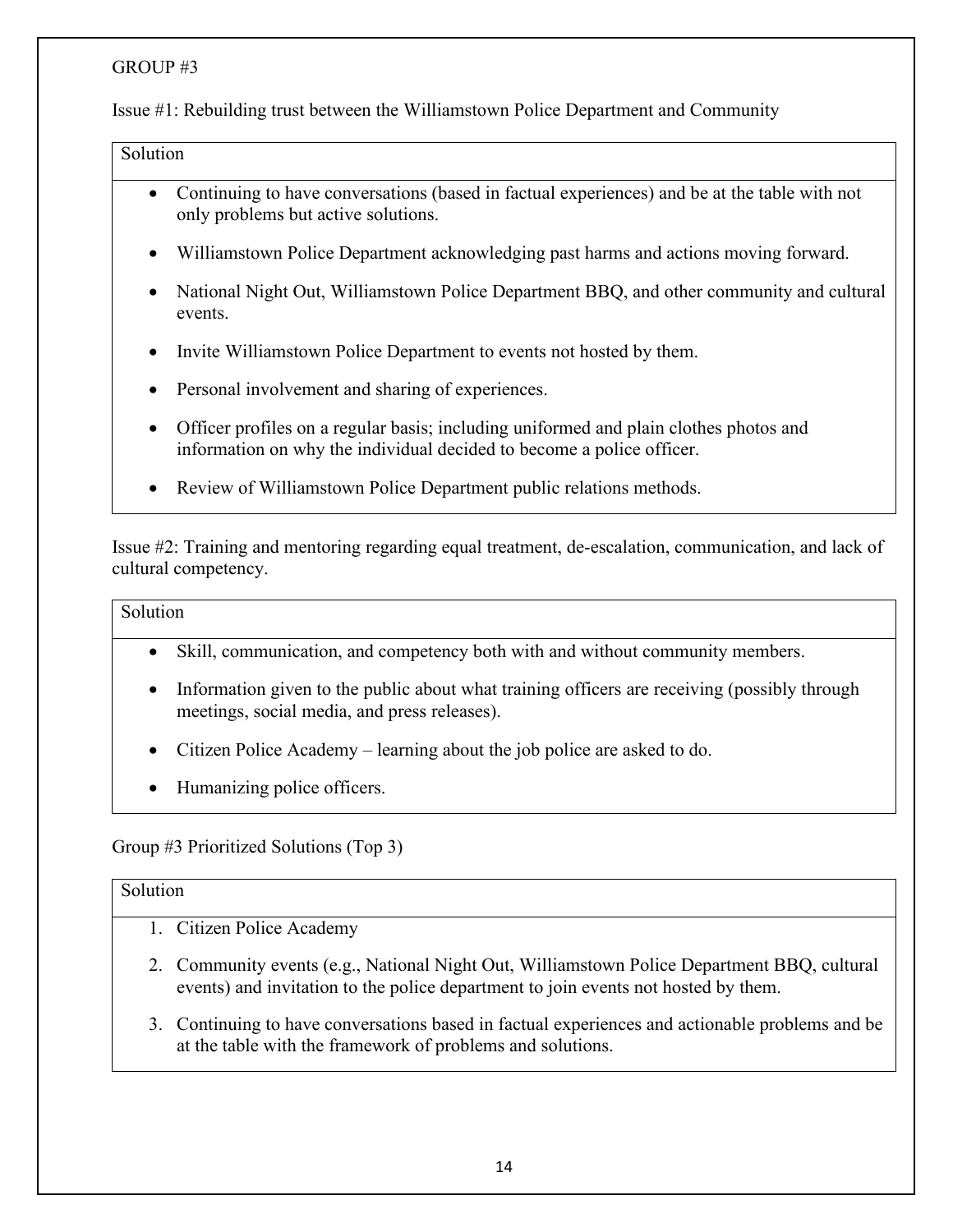GROUP #3

Issue #1: Rebuilding trust between the Williamstown Police Department and Community

| Solution |
| --- |
| • Continuing to have conversations (based in factual experiences) and be at the table with not only problems but active solutions.<br>• Williamstown Police Department acknowledging past harms and actions moving forward.<br>• National Night Out, Williamstown Police Department BBQ, and other community and cultural events.<br>• Invite Williamstown Police Department to events not hosted by them.<br>• Personal involvement and sharing of experiences.<br>• Officer profiles on a regular basis; including uniformed and plain clothes photos and information on why the individual decided to become a police officer.<br>• Review of Williamstown Police Department public relations methods. |

Issue #2: Training and mentoring regarding equal treatment, de-escalation, communication, and lack of cultural competency.

| Solution |
| --- |
| • Skill, communication, and competency both with and without community members.<br>• Information given to the public about what training officers are receiving (possibly through meetings, social media, and press releases).<br>• Citizen Police Academy – learning about the job police are asked to do.<br>• Humanizing police officers. |

Group #3 Prioritized Solutions (Top 3)

| Solution |
| --- |
| 1. Citizen Police Academy<br>2. Community events (e.g., National Night Out, Williamstown Police Department BBQ, cultural events) and invitation to the police department to join events not hosted by them.<br>3. Continuing to have conversations based in factual experiences and actionable problems and be at the table with the framework of problems and solutions. |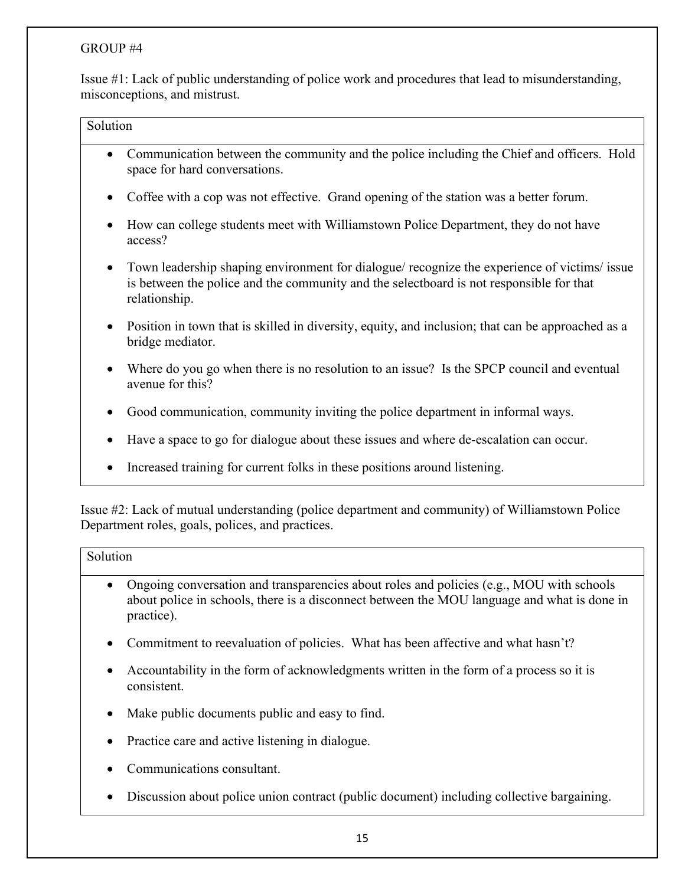GROUP #4

Issue #1: Lack of public understanding of police work and procedures that lead to misunderstanding, misconceptions, and mistrust.

Solution

- Communication between the community and the police including the Chief and officers. Hold space for hard conversations.
- Coffee with a cop was not effective. Grand opening of the station was a better forum.
- How can college students meet with Williamstown Police Department, they do not have access?
- Town leadership shaping environment for dialogue/ recognize the experience of victims/ issue is between the police and the community and the selectboard is not responsible for that relationship.
- Position in town that is skilled in diversity, equity, and inclusion; that can be approached as a bridge mediator.
- Where do you go when there is no resolution to an issue? Is the SPCP council and eventual avenue for this?
- Good communication, community inviting the police department in informal ways.
- Have a space to go for dialogue about these issues and where de-escalation can occur.
- Increased training for current folks in these positions around listening.

Issue #2: Lack of mutual understanding (police department and community) of Williamstown Police Department roles, goals, polices, and practices.

Solution

- Ongoing conversation and transparencies about roles and policies (e.g., MOU with schools about police in schools, there is a disconnect between the MOU language and what is done in practice).
- Commitment to reevaluation of policies. What has been affective and what hasn't?
- Accountability in the form of acknowledgments written in the form of a process so it is consistent.
- Make public documents public and easy to find.
- Practice care and active listening in dialogue.
- Communications consultant.
- Discussion about police union contract (public document) including collective bargaining.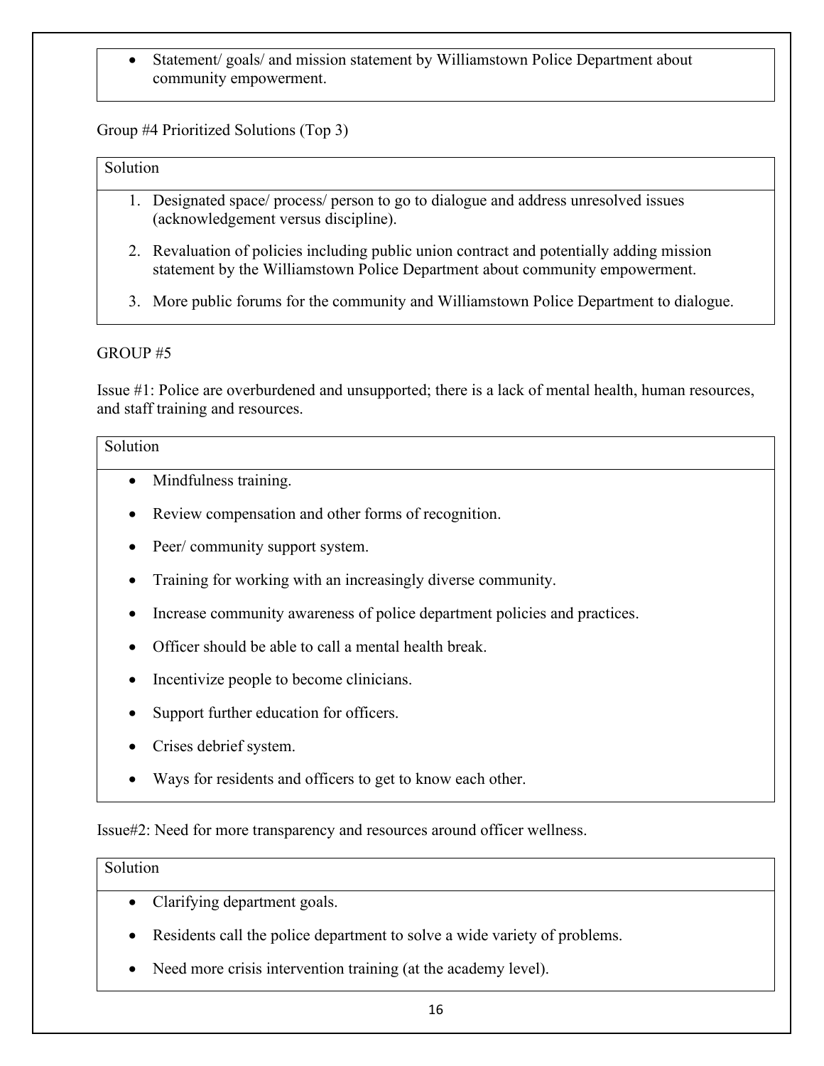- Statement/ goals/ and mission statement by Williamstown Police Department about community empowerment.

Group #4 Prioritized Solutions (Top 3)

| Solution |
|---|
| 1. Designated space/ process/ person to go to dialogue and address unresolved issues (acknowledgement versus discipline). |
| 2. Revaluation of policies including public union contract and potentially adding mission statement by the Williamstown Police Department about community empowerment. |
| 3. More public forums for the community and Williamstown Police Department to dialogue. |

GROUP #5

Issue #1: Police are overburdened and unsupported; there is a lack of mental health, human resources, and staff training and resources.

| Solution |
|---|
| • Mindfulness training. |
| • Review compensation and other forms of recognition. |
| • Peer/ community support system. |
| • Training for working with an increasingly diverse community. |
| • Increase community awareness of police department policies and practices. |
| • Officer should be able to call a mental health break. |
| • Incentivize people to become clinicians. |
| • Support further education for officers. |
| • Crises debrief system. |
| • Ways for residents and officers to get to know each other. |

Issue#2: Need for more transparency and resources around officer wellness.

| Solution |
|---|
| • Clarifying department goals. |
| • Residents call the police department to solve a wide variety of problems. |
| • Need more crisis intervention training (at the academy level). |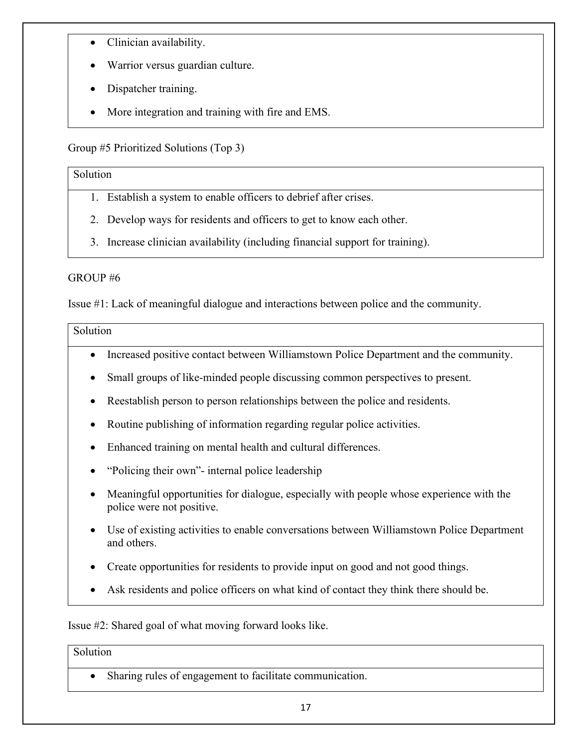- Clinician availability.
- Warrior versus guardian culture.
- Dispatcher training.
- More integration and training with fire and EMS.

Group #5 Prioritized Solutions (Top 3)

| Solution |
| --- |
| 1. Establish a system to enable officers to debrief after crises.<br>2. Develop ways for residents and officers to get to know each other.<br>3. Increase clinician availability (including financial support for training). |

GROUP #6

Issue #1: Lack of meaningful dialogue and interactions between police and the community.

| Solution |
| --- |
| • Increased positive contact between Williamstown Police Department and the community.<br>• Small groups of like-minded people discussing common perspectives to present.<br>• Reestablish person to person relationships between the police and residents.<br>• Routine publishing of information regarding regular police activities.<br>• Enhanced training on mental health and cultural differences.<br>• "Policing their own"- internal police leadership<br>• Meaningful opportunities for dialogue, especially with people whose experience with the police were not positive.<br>• Use of existing activities to enable conversations between Williamstown Police Department and others.<br>• Create opportunities for residents to provide input on good and not good things.<br>• Ask residents and police officers on what kind of contact they think there should be. |

Issue #2: Shared goal of what moving forward looks like.

| Solution |
| --- |
| • Sharing rules of engagement to facilitate communication. |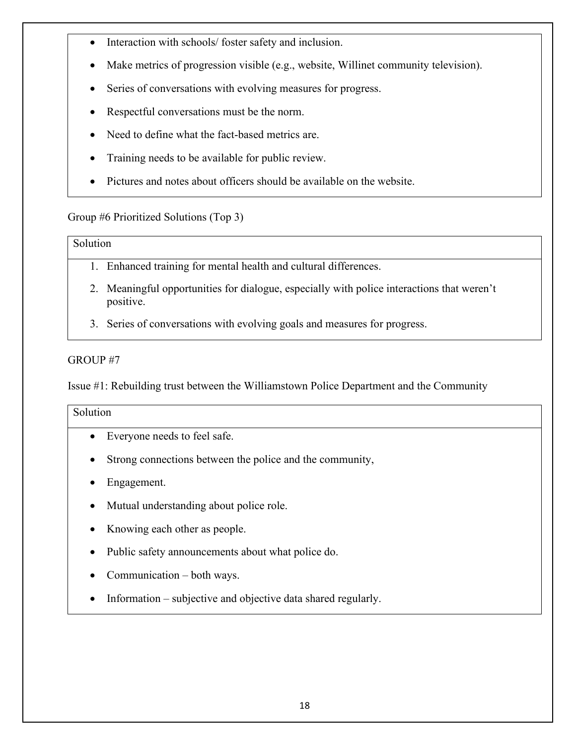| |
|---|
| • Interaction with schools/ foster safety and inclusion. |
| • Make metrics of progression visible (e.g., website, Willinet community television). |
| • Series of conversations with evolving measures for progress. |
| • Respectful conversations must be the norm. |
| • Need to define what the fact-based metrics are. |
| • Training needs to be available for public review. |
| • Pictures and notes about officers should be available on the website. |

Group #6 Prioritized Solutions (Top 3)

| Solution |
|---|
| 1. Enhanced training for mental health and cultural differences. |
| 2. Meaningful opportunities for dialogue, especially with police interactions that weren't positive. |
| 3. Series of conversations with evolving goals and measures for progress. |

GROUP #7

Issue #1: Rebuilding trust between the Williamstown Police Department and the Community

| Solution |
|---|
| • Everyone needs to feel safe. |
| • Strong connections between the police and the community, |
| • Engagement. |
| • Mutual understanding about police role. |
| • Knowing each other as people. |
| • Public safety announcements about what police do. |
| • Communication – both ways. |
| • Information – subjective and objective data shared regularly. |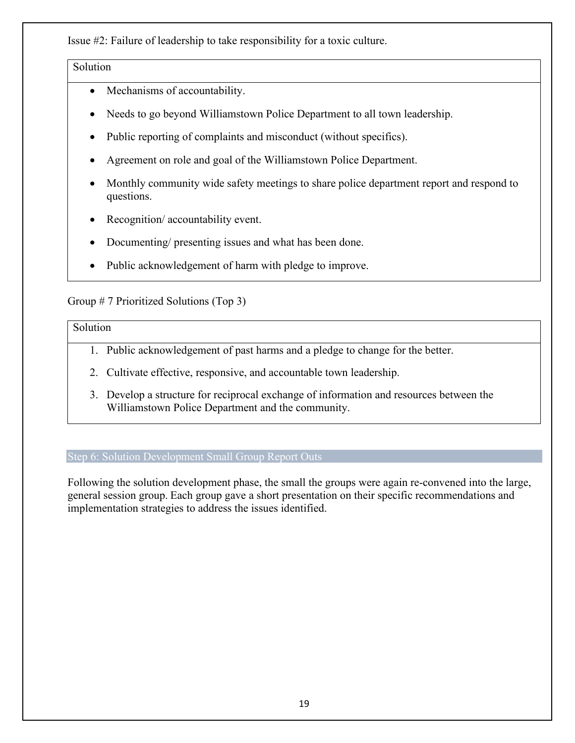Issue #2: Failure of leadership to take responsibility for a toxic culture.

| Solution |
| --- |
| • Mechanisms of accountability.<br>• Needs to go beyond Williamstown Police Department to all town leadership.<br>• Public reporting of complaints and misconduct (without specifics).<br>• Agreement on role and goal of the Williamstown Police Department.<br>• Monthly community wide safety meetings to share police department report and respond to questions.<br>• Recognition/ accountability event.<br>• Documenting/ presenting issues and what has been done.<br>• Public acknowledgement of harm with pledge to improve. |

Group # 7 Prioritized Solutions (Top 3)

| Solution |
| --- |
| 1. Public acknowledgement of past harms and a pledge to change for the better.<br>2. Cultivate effective, responsive, and accountable town leadership.<br>3. Develop a structure for reciprocal exchange of information and resources between the Williamstown Police Department and the community. |

## Step 6: Solution Development Small Group Report Outs

Following the solution development phase, the small the groups were again re-convened into the large, general session group. Each group gave a short presentation on their specific recommendations and implementation strategies to address the issues identified.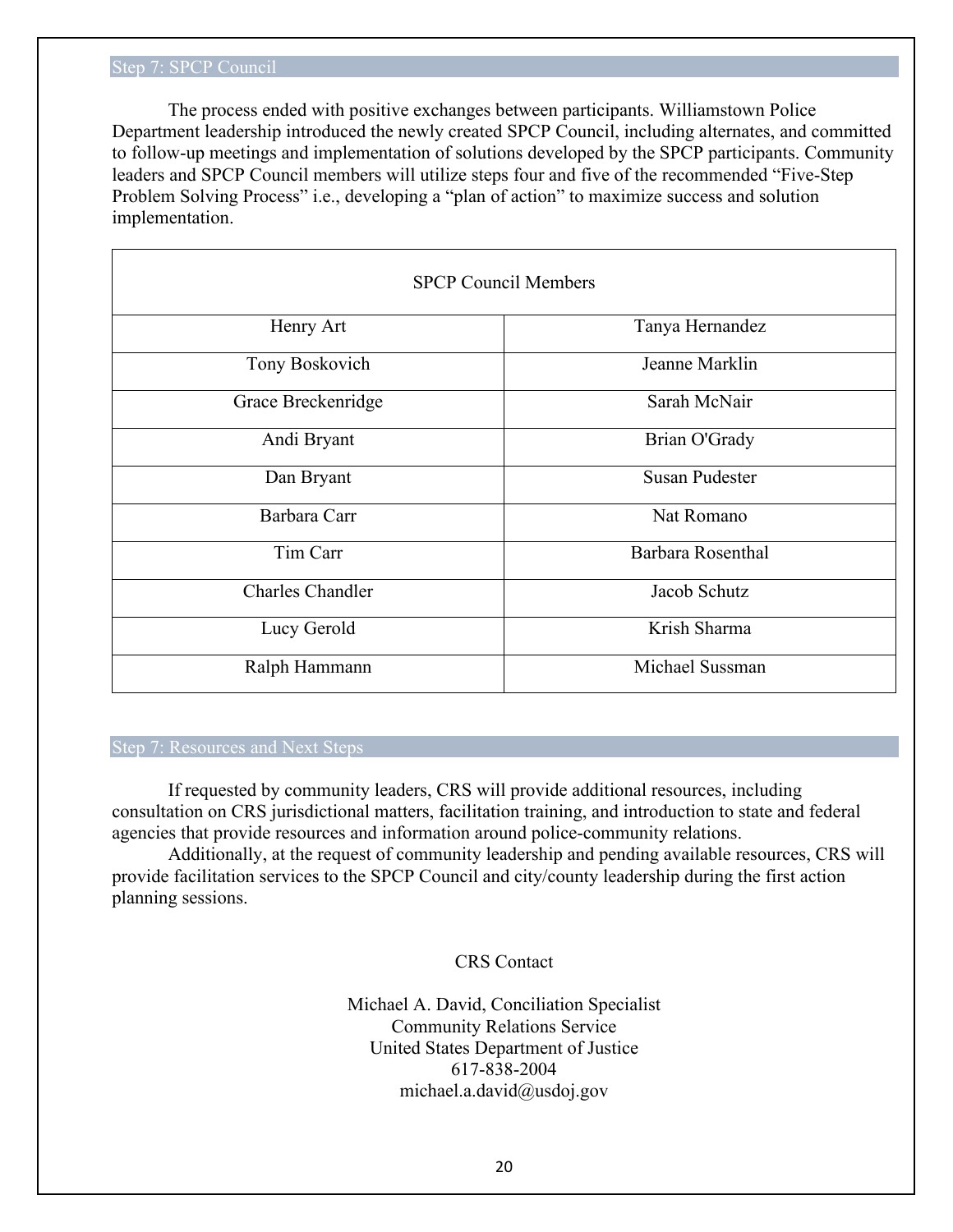## Step 7: SPCP Council

The process ended with positive exchanges between participants. Williamstown Police Department leadership introduced the newly created SPCP Council, including alternates, and committed to follow-up meetings and implementation of solutions developed by the SPCP participants. Community leaders and SPCP Council members will utilize steps four and five of the recommended "Five-Step Problem Solving Process" i.e., developing a "plan of action" to maximize success and solution implementation.

| SPCP Council Members | |
|---|---|
| Henry Art | Tanya Hernandez |
| Tony Boskovich | Jeanne Marklin |
| Grace Breckenridge | Sarah McNair |
| Andi Bryant | Brian O'Grady |
| Dan Bryant | Susan Pudester |
| Barbara Carr | Nat Romano |
| Tim Carr | Barbara Rosenthal |
| Charles Chandler | Jacob Schutz |
| Lucy Gerold | Krish Sharma |
| Ralph Hammann | Michael Sussman |

## Step 7: Resources and Next Steps

If requested by community leaders, CRS will provide additional resources, including consultation on CRS jurisdictional matters, facilitation training, and introduction to state and federal agencies that provide resources and information around police-community relations.

Additionally, at the request of community leadership and pending available resources, CRS will provide facilitation services to the SPCP Council and city/county leadership during the first action planning sessions.

CRS Contact

Michael A. David, Conciliation Specialist
Community Relations Service
United States Department of Justice
617-838-2004
michael.a.david@usdoj.gov